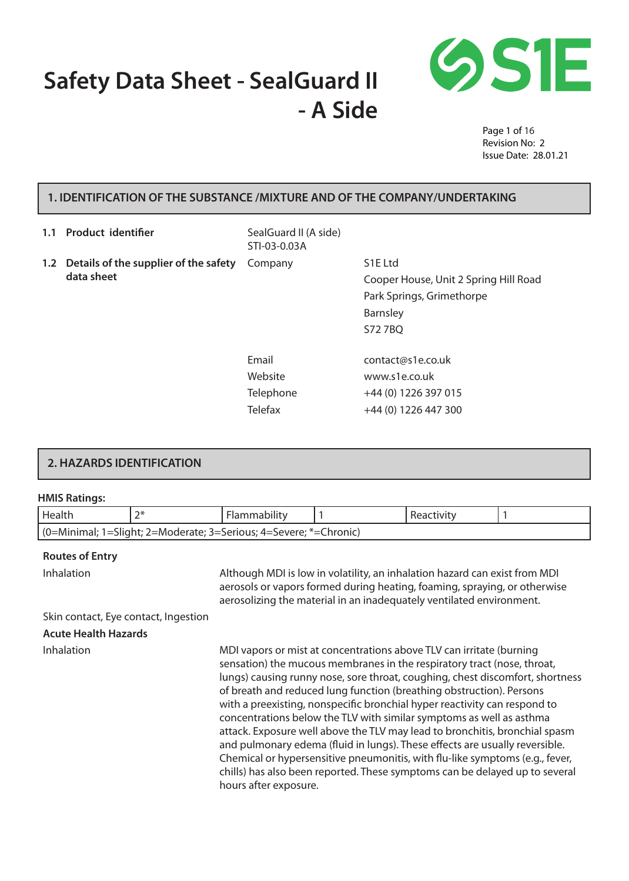# Safety Data Sheet - SealGuard II - A Side

Page 1 of 16
Revision No: 2
Issue Date: 28.01.21

## 1. IDENTIFICATION OF THE SUBSTANCE /MIXTURE AND OF THE COMPANY/UNDERTAKING

**1.1 Product identifier**

SealGuard II (A side)
STI-03-0.03A

**1.2 Details of the supplier of the safety data sheet**

| | |
|---|---|
| Company | S1E Ltd<br>Cooper House, Unit 2 Spring Hill Road<br>Park Springs, Grimethorpe<br>Barnsley<br>S72 7BQ |
| Email | contact@s1e.co.uk |
| Website | www.s1e.co.uk |
| Telephone | +44 (0) 1226 397 015 |
| Telefax | +44 (0) 1226 447 300 |

## 2. HAZARDS IDENTIFICATION

**HMIS Ratings:**

| Health | 2* | Flammability | 1 | Reactivity | 1 |
|---|---|---|---|---|---|
| (0=Minimal; 1=Slight; 2=Moderate; 3=Serious; 4=Severe; *=Chronic) | | | | | |

**Routes of Entry**

Inhalation: Although MDI is low in volatility, an inhalation hazard can exist from MDI aerosols or vapors formed during heating, foaming, spraying, or otherwise aerosolizing the material in an inadequately ventilated environment.

Skin contact, Eye contact, Ingestion

**Acute Health Hazards**

Inhalation: MDI vapors or mist at concentrations above TLV can irritate (burning sensation) the mucous membranes in the respiratory tract (nose, throat, lungs) causing runny nose, sore throat, coughing, chest discomfort, shortness of breath and reduced lung function (breathing obstruction). Persons with a preexisting, nonspecific bronchial hyper reactivity can respond to concentrations below the TLV with similar symptoms as well as asthma attack. Exposure well above the TLV may lead to bronchitis, bronchial spasm and pulmonary edema (fluid in lungs). These effects are usually reversible. Chemical or hypersensitive pneumonitis, with flu-like symptoms (e.g., fever, chills) has also been reported. These symptoms can be delayed up to several hours after exposure.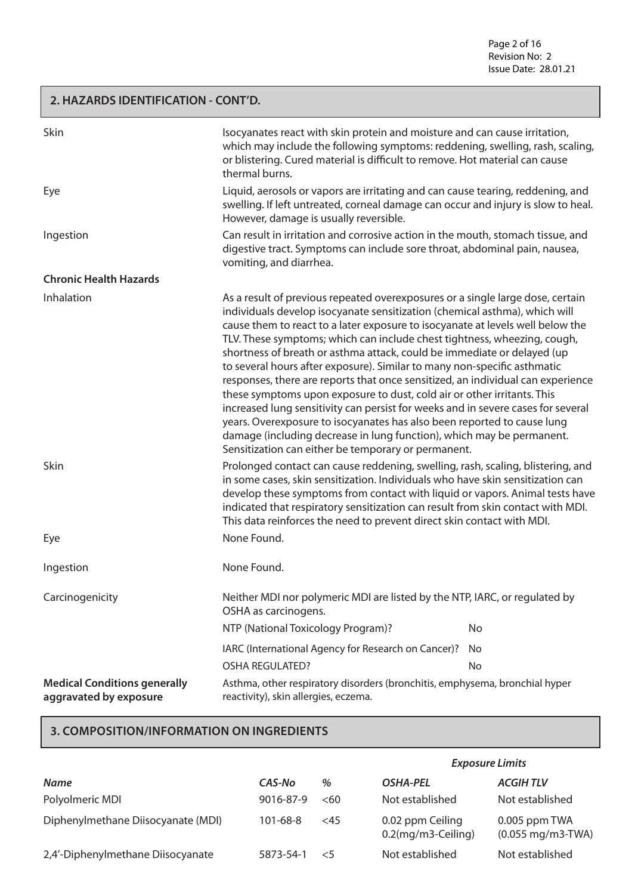## 2. HAZARDS IDENTIFICATION - CONT'D.

| | |
|---|---|
| Skin | Isocyanates react with skin protein and moisture and can cause irritation, which may include the following symptoms: reddening, swelling, rash, scaling, or blistering. Cured material is difficult to remove. Hot material can cause thermal burns. |
| Eye | Liquid, aerosols or vapors are irritating and can cause tearing, reddening, and swelling. If left untreated, corneal damage can occur and injury is slow to heal. However, damage is usually reversible. |
| Ingestion | Can result in irritation and corrosive action in the mouth, stomach tissue, and digestive tract. Symptoms can include sore throat, abdominal pain, nausea, vomiting, and diarrhea. |

**Chronic Health Hazards**

| | |
|---|---|
| Inhalation | As a result of previous repeated overexposures or a single large dose, certain individuals develop isocyanate sensitization (chemical asthma), which will cause them to react to a later exposure to isocyanate at levels well below the TLV. These symptoms; which can include chest tightness, wheezing, cough, shortness of breath or asthma attack, could be immediate or delayed (up to several hours after exposure). Similar to many non-specific asthmatic responses, there are reports that once sensitized, an individual can experience these symptoms upon exposure to dust, cold air or other irritants. This increased lung sensitivity can persist for weeks and in severe cases for several years. Overexposure to isocyanates has also been reported to cause lung damage (including decrease in lung function), which may be permanent. Sensitization can either be temporary or permanent. |
| Skin | Prolonged contact can cause reddening, swelling, rash, scaling, blistering, and in some cases, skin sensitization. Individuals who have skin sensitization can develop these symptoms from contact with liquid or vapors. Animal tests have indicated that respiratory sensitization can result from skin contact with MDI. This data reinforces the need to prevent direct skin contact with MDI. |
| Eye | None Found. |
| Ingestion | None Found. |
| Carcinogenicity | Neither MDI nor polymeric MDI are listed by the NTP, IARC, or regulated by OSHA as carcinogens. |

| | |
|---|---|
| NTP (National Toxicology Program)? | No |
| IARC (International Agency for Research on Cancer)? | No |
| OSHA REGULATED? | No |

**Medical Conditions generally aggravated by exposure**: Asthma, other respiratory disorders (bronchitis, emphysema, bronchial hyper reactivity), skin allergies, eczema.

## 3. COMPOSITION/INFORMATION ON INGREDIENTS

| | | | *Exposure Limits* | |
|---|---|---|---|---|
| ***Name*** | ***CAS-No*** | ***%*** | ***OSHA-PEL*** | ***ACGIH TLV*** |
| Polyolmeric MDI | 9016-87-9 | <60 | Not established | Not established |
| Diphenylmethane Diisocyanate (MDI) | 101-68-8 | <45 | 0.02 ppm Ceiling 0.2(mg/m3-Ceiling) | 0.005 ppm TWA (0.055 mg/m3-TWA) |
| 2,4'-Diphenylmethane Diisocyanate | 5873-54-1 | <5 | Not established | Not established |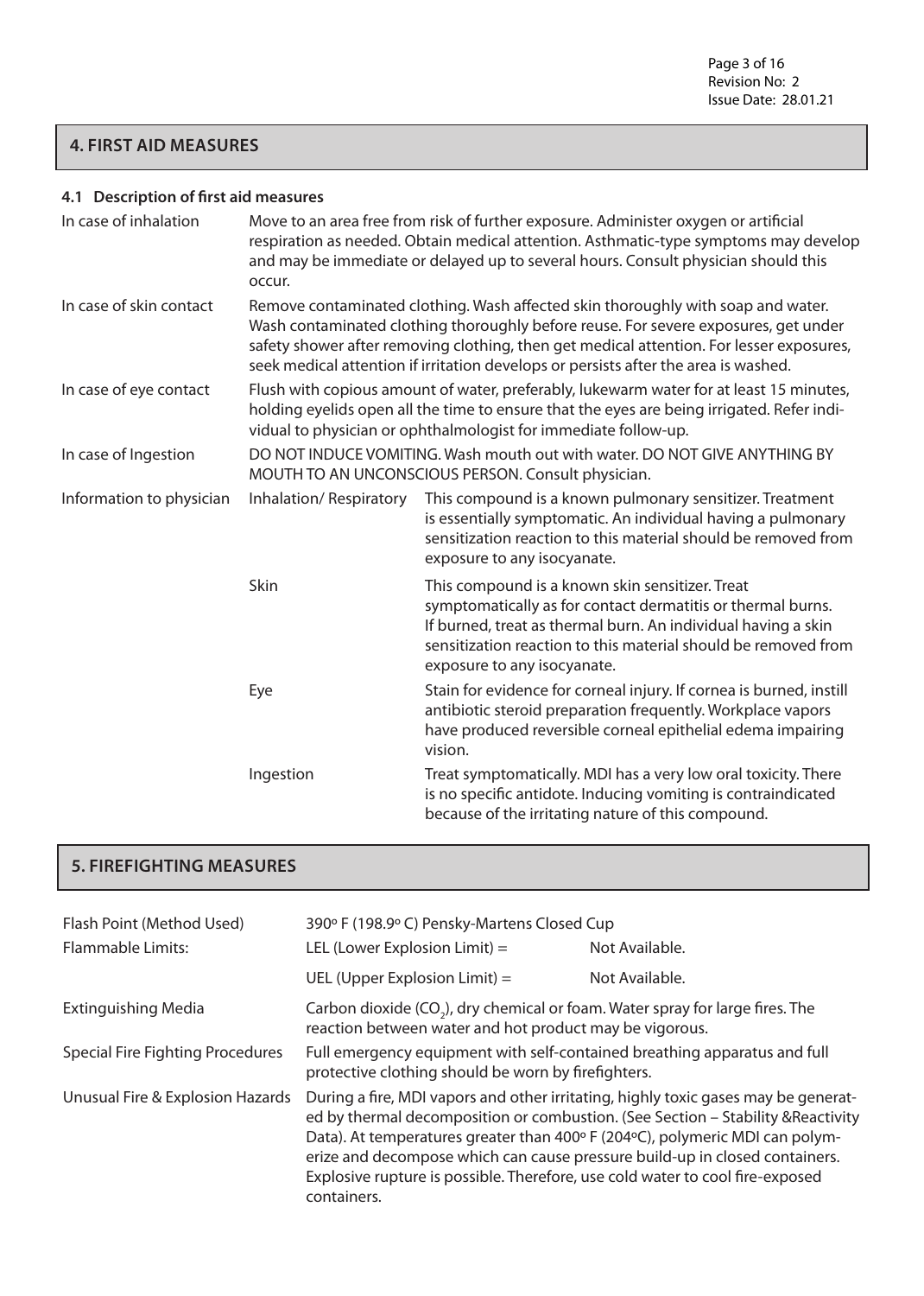## 4. FIRST AID MEASURES

### 4.1 Description of first aid measures

| | | |
|---|---|---|
| In case of inhalation | Move to an area free from risk of further exposure. Administer oxygen or artificial respiration as needed. Obtain medical attention. Asthmatic-type symptoms may develop and may be immediate or delayed up to several hours. Consult physician should this occur. | |
| In case of skin contact | Remove contaminated clothing. Wash affected skin thoroughly with soap and water. Wash contaminated clothing thoroughly before reuse. For severe exposures, get under safety shower after removing clothing, then get medical attention. For lesser exposures, seek medical attention if irritation develops or persists after the area is washed. | |
| In case of eye contact | Flush with copious amount of water, preferably, lukewarm water for at least 15 minutes, holding eyelids open all the time to ensure that the eyes are being irrigated. Refer individual to physician or ophthalmologist for immediate follow-up. | |
| In case of Ingestion | DO NOT INDUCE VOMITING. Wash mouth out with water. DO NOT GIVE ANYTHING BY MOUTH TO AN UNCONSCIOUS PERSON. Consult physician. | |
| Information to physician | Inhalation/ Respiratory | This compound is a known pulmonary sensitizer. Treatment is essentially symptomatic. An individual having a pulmonary sensitization reaction to this material should be removed from exposure to any isocyanate. |
| | Skin | This compound is a known skin sensitizer. Treat symptomatically as for contact dermatitis or thermal burns. If burned, treat as thermal burn. An individual having a skin sensitization reaction to this material should be removed from exposure to any isocyanate. |
| | Eye | Stain for evidence for corneal injury. If cornea is burned, instill antibiotic steroid preparation frequently. Workplace vapors have produced reversible corneal epithelial edema impairing vision. |
| | Ingestion | Treat symptomatically. MDI has a very low oral toxicity. There is no specific antidote. Inducing vomiting is contraindicated because of the irritating nature of this compound. |

## 5. FIREFIGHTING MEASURES

| | | |
|---|---|---|
| Flash Point (Method Used) | 390º F (198.9º C) Pensky-Martens Closed Cup | |
| Flammable Limits: | LEL (Lower Explosion Limit) = | Not Available. |
| | UEL (Upper Explosion Limit) = | Not Available. |
| Extinguishing Media | Carbon dioxide ($CO_2$), dry chemical or foam. Water spray for large fires. The reaction between water and hot product may be vigorous. | |
| Special Fire Fighting Procedures | Full emergency equipment with self-contained breathing apparatus and full protective clothing should be worn by firefighters. | |
| Unusual Fire & Explosion Hazards | During a fire, MDI vapors and other irritating, highly toxic gases may be generated by thermal decomposition or combustion. (See Section – Stability &Reactivity Data). At temperatures greater than 400º F (204ºC), polymeric MDI can polymerize and decompose which can cause pressure build-up in closed containers. Explosive rupture is possible. Therefore, use cold water to cool fire-exposed containers. | |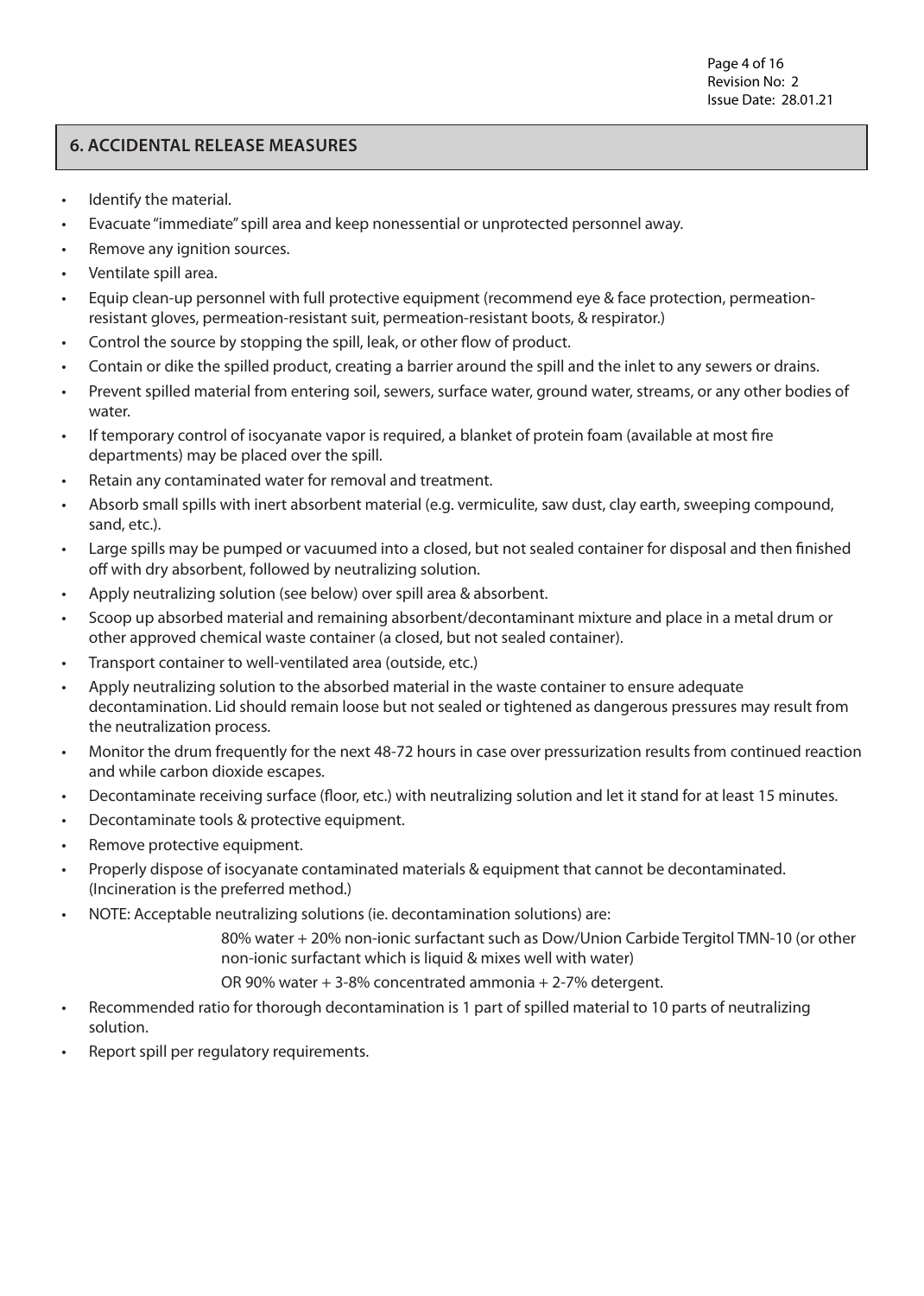## 6. ACCIDENTAL RELEASE MEASURES

- Identify the material.
- Evacuate "immediate" spill area and keep nonessential or unprotected personnel away.
- Remove any ignition sources.
- Ventilate spill area.
- Equip clean-up personnel with full protective equipment (recommend eye & face protection, permeation-resistant gloves, permeation-resistant suit, permeation-resistant boots, & respirator.)
- Control the source by stopping the spill, leak, or other flow of product.
- Contain or dike the spilled product, creating a barrier around the spill and the inlet to any sewers or drains.
- Prevent spilled material from entering soil, sewers, surface water, ground water, streams, or any other bodies of water.
- If temporary control of isocyanate vapor is required, a blanket of protein foam (available at most fire departments) may be placed over the spill.
- Retain any contaminated water for removal and treatment.
- Absorb small spills with inert absorbent material (e.g. vermiculite, saw dust, clay earth, sweeping compound, sand, etc.).
- Large spills may be pumped or vacuumed into a closed, but not sealed container for disposal and then finished off with dry absorbent, followed by neutralizing solution.
- Apply neutralizing solution (see below) over spill area & absorbent.
- Scoop up absorbed material and remaining absorbent/decontaminant mixture and place in a metal drum or other approved chemical waste container (a closed, but not sealed container).
- Transport container to well-ventilated area (outside, etc.)
- Apply neutralizing solution to the absorbed material in the waste container to ensure adequate decontamination. Lid should remain loose but not sealed or tightened as dangerous pressures may result from the neutralization process.
- Monitor the drum frequently for the next 48-72 hours in case over pressurization results from continued reaction and while carbon dioxide escapes.
- Decontaminate receiving surface (floor, etc.) with neutralizing solution and let it stand for at least 15 minutes.
- Decontaminate tools & protective equipment.
- Remove protective equipment.
- Properly dispose of isocyanate contaminated materials & equipment that cannot be decontaminated. (Incineration is the preferred method.)
- NOTE: Acceptable neutralizing solutions (ie. decontamination solutions) are:

  80% water + 20% non-ionic surfactant such as Dow/Union Carbide Tergitol TMN-10 (or other non-ionic surfactant which is liquid & mixes well with water)

  OR 90% water + 3-8% concentrated ammonia + 2-7% detergent.
- Recommended ratio for thorough decontamination is 1 part of spilled material to 10 parts of neutralizing solution.
- Report spill per regulatory requirements.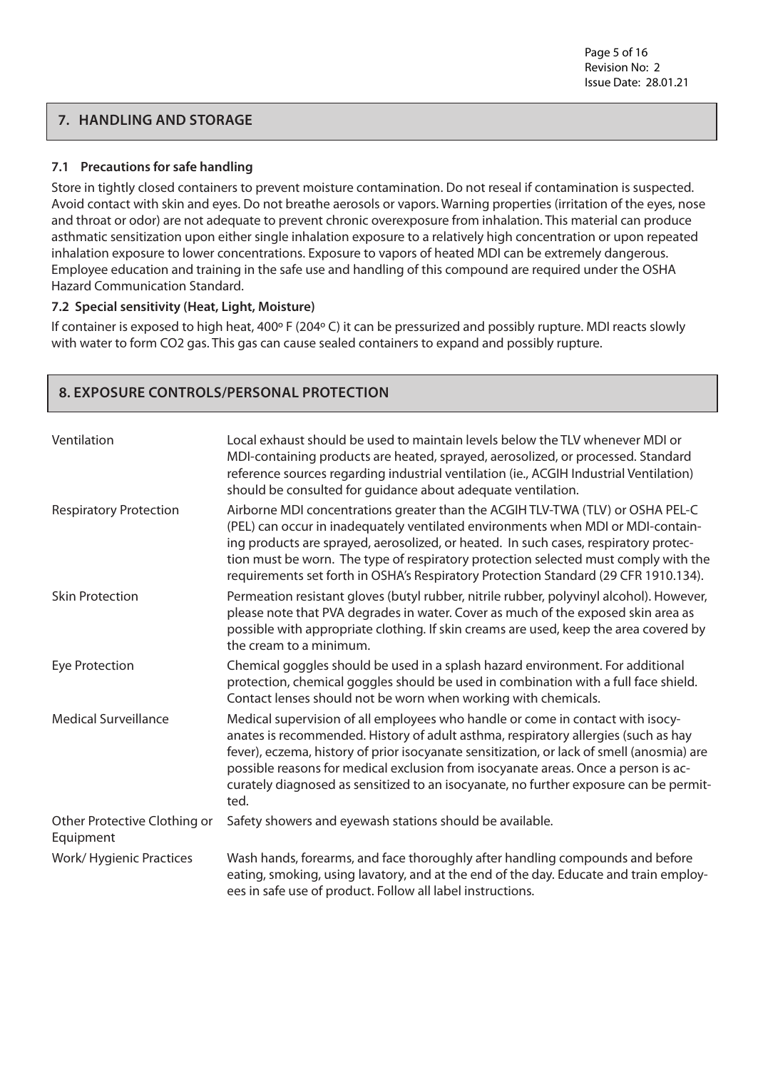## 7. HANDLING AND STORAGE

### 7.1 Precautions for safe handling

Store in tightly closed containers to prevent moisture contamination. Do not reseal if contamination is suspected. Avoid contact with skin and eyes. Do not breathe aerosols or vapors. Warning properties (irritation of the eyes, nose and throat or odor) are not adequate to prevent chronic overexposure from inhalation. This material can produce asthmatic sensitization upon either single inhalation exposure to a relatively high concentration or upon repeated inhalation exposure to lower concentrations. Exposure to vapors of heated MDI can be extremely dangerous. Employee education and training in the safe use and handling of this compound are required under the OSHA Hazard Communication Standard.

### 7.2 Special sensitivity (Heat, Light, Moisture)

If container is exposed to high heat, 400º F (204º C) it can be pressurized and possibly rupture. MDI reacts slowly with water to form $CO_2$ gas. This gas can cause sealed containers to expand and possibly rupture.

## 8. EXPOSURE CONTROLS/PERSONAL PROTECTION

| | |
|---|---|
| Ventilation | Local exhaust should be used to maintain levels below the TLV whenever MDI or MDI-containing products are heated, sprayed, aerosolized, or processed. Standard reference sources regarding industrial ventilation (ie., ACGIH Industrial Ventilation) should be consulted for guidance about adequate ventilation. |
| Respiratory Protection | Airborne MDI concentrations greater than the ACGIH TLV-TWA (TLV) or OSHA PEL-C (PEL) can occur in inadequately ventilated environments when MDI or MDI-containing products are sprayed, aerosolized, or heated. In such cases, respiratory protection must be worn. The type of respiratory protection selected must comply with the requirements set forth in OSHA's Respiratory Protection Standard (29 CFR 1910.134). |
| Skin Protection | Permeation resistant gloves (butyl rubber, nitrile rubber, polyvinyl alcohol). However, please note that PVA degrades in water. Cover as much of the exposed skin area as possible with appropriate clothing. If skin creams are used, keep the area covered by the cream to a minimum. |
| Eye Protection | Chemical goggles should be used in a splash hazard environment. For additional protection, chemical goggles should be used in combination with a full face shield. Contact lenses should not be worn when working with chemicals. |
| Medical Surveillance | Medical supervision of all employees who handle or come in contact with isocyanates is recommended. History of adult asthma, respiratory allergies (such as hay fever), eczema, history of prior isocyanate sensitization, or lack of smell (anosmia) are possible reasons for medical exclusion from isocyanate areas. Once a person is accurately diagnosed as sensitized to an isocyanate, no further exposure can be permitted. |
| Other Protective Clothing or Equipment | Safety showers and eyewash stations should be available. |
| Work/ Hygienic Practices | Wash hands, forearms, and face thoroughly after handling compounds and before eating, smoking, using lavatory, and at the end of the day. Educate and train employees in safe use of product. Follow all label instructions. |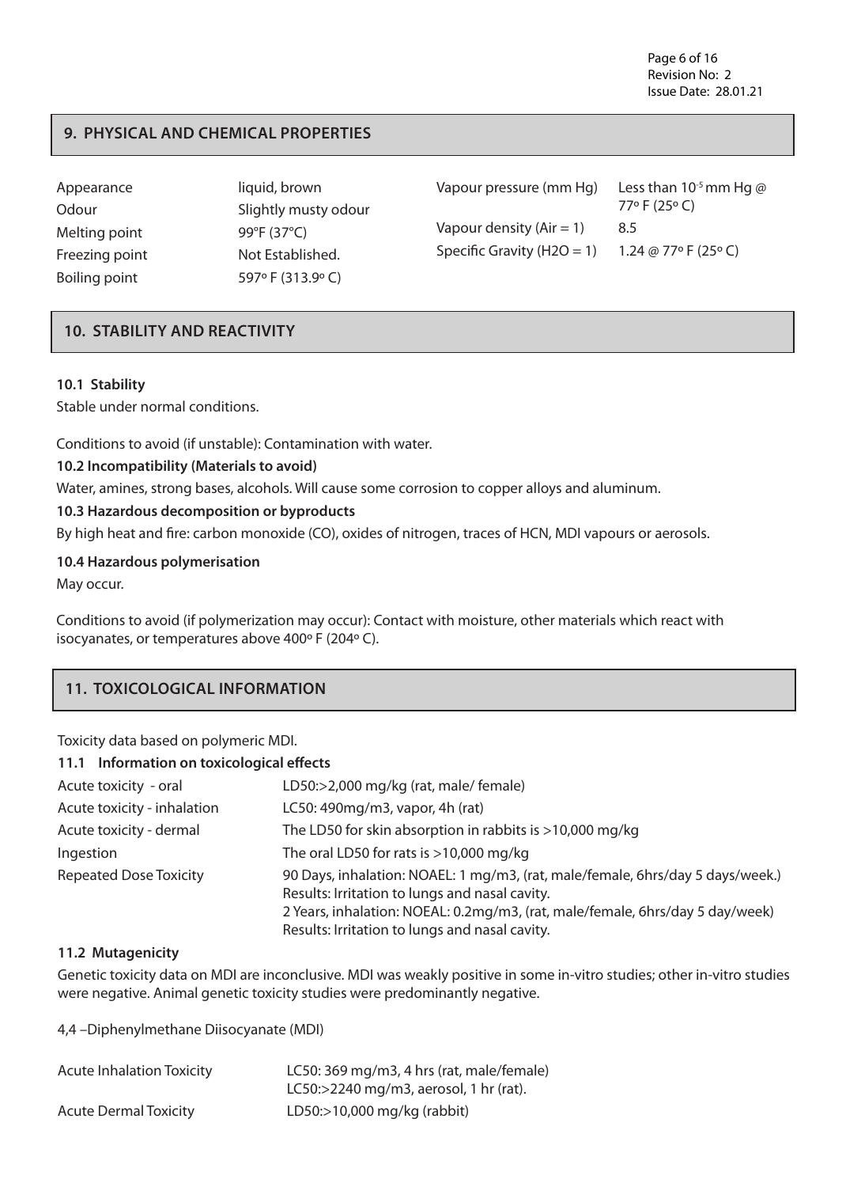## 9. PHYSICAL AND CHEMICAL PROPERTIES

| | |
|---|---|
| Appearance | liquid, brown |
| Odour | Slightly musty odour |
| Melting point | 99°F (37°C) |
| Freezing point | Not Established. |
| Boiling point | 597° F (313.9° C) |
| Vapour pressure (mm Hg) | Less than $10^{-5}$ mm Hg @ 77° F (25° C) |
| Vapour density (Air = 1) | 8.5 |
| Specific Gravity ($H_2O$ = 1) | 1.24 @ 77° F (25° C) |

## 10. STABILITY AND REACTIVITY

### 10.1 Stability

Stable under normal conditions.

Conditions to avoid (if unstable): Contamination with water.

### 10.2 Incompatibility (Materials to avoid)

Water, amines, strong bases, alcohols. Will cause some corrosion to copper alloys and aluminum.

### 10.3 Hazardous decomposition or byproducts

By high heat and fire: carbon monoxide (CO), oxides of nitrogen, traces of HCN, MDI vapours or aerosols.

### 10.4 Hazardous polymerisation

May occur.

Conditions to avoid (if polymerization may occur): Contact with moisture, other materials which react with isocyanates, or temperatures above 400° F (204° C).

## 11. TOXICOLOGICAL INFORMATION

Toxicity data based on polymeric MDI.

### 11.1 Information on toxicological effects

| | |
|---|---|
| Acute toxicity - oral | LD50:>2,000 mg/kg (rat, male/ female) |
| Acute toxicity - inhalation | LC50: 490mg/m3, vapor, 4h (rat) |
| Acute toxicity - dermal | The LD50 for skin absorption in rabbits is >10,000 mg/kg |
| Ingestion | The oral LD50 for rats is >10,000 mg/kg |
| Repeated Dose Toxicity | 90 Days, inhalation: NOAEL: 1 mg/m3, (rat, male/female, 6hrs/day 5 days/week.) Results: Irritation to lungs and nasal cavity.<br>2 Years, inhalation: NOEAL: 0.2mg/m3, (rat, male/female, 6hrs/day 5 day/week) Results: Irritation to lungs and nasal cavity. |

### 11.2 Mutagenicity

Genetic toxicity data on MDI are inconclusive. MDI was weakly positive in some in-vitro studies; other in-vitro studies were negative. Animal genetic toxicity studies were predominantly negative.

4,4 –Diphenylmethane Diisocyanate (MDI)

| | |
|---|---|
| Acute Inhalation Toxicity | LC50: 369 mg/m3, 4 hrs (rat, male/female)<br>LC50:>2240 mg/m3, aerosol, 1 hr (rat). |
| Acute Dermal Toxicity | LD50:>10,000 mg/kg (rabbit) |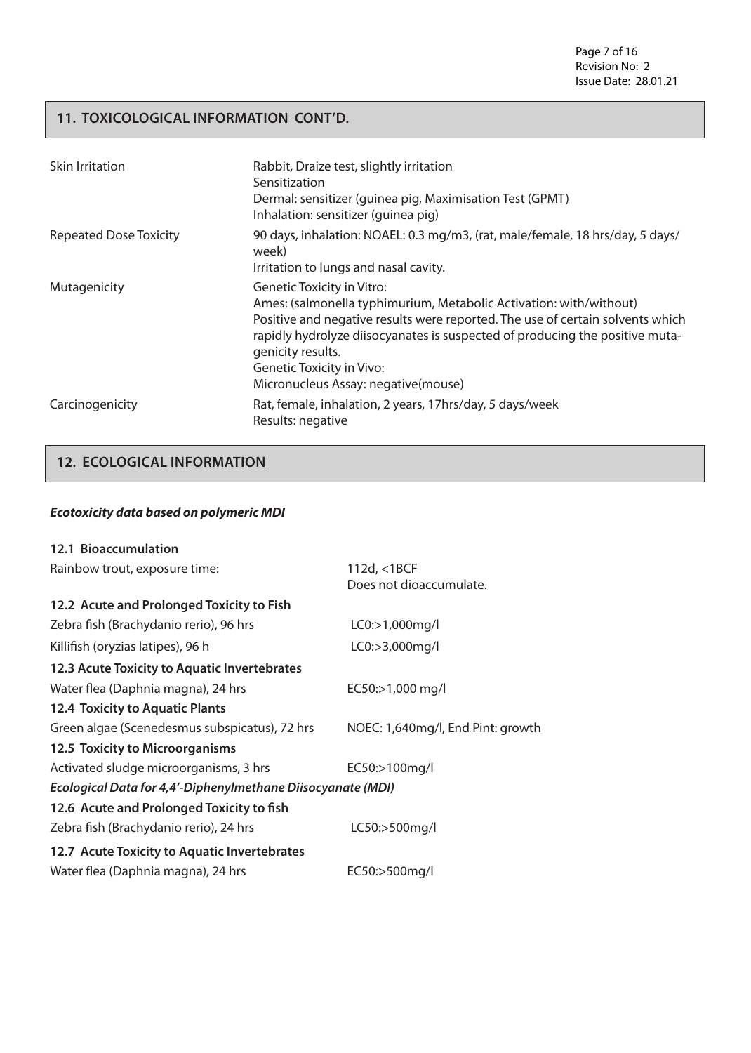## 11. TOXICOLOGICAL INFORMATION CONT'D.

| | |
|---|---|
| Skin Irritation | Rabbit, Draize test, slightly irritation<br>Sensitization<br>Dermal: sensitizer (guinea pig, Maximisation Test (GPMT)<br>Inhalation: sensitizer (guinea pig) |
| Repeated Dose Toxicity | 90 days, inhalation: NOAEL: 0.3 mg/m3, (rat, male/female, 18 hrs/day, 5 days/week)<br>Irritation to lungs and nasal cavity. |
| Mutagenicity | Genetic Toxicity in Vitro:<br>Ames: (salmonella typhimurium, Metabolic Activation: with/without)<br>Positive and negative results were reported. The use of certain solvents which rapidly hydrolyze diisocyanates is suspected of producing the positive mutagenicity results.<br>Genetic Toxicity in Vivo:<br>Micronucleus Assay: negative(mouse) |
| Carcinogenicity | Rat, female, inhalation, 2 years, 17hrs/day, 5 days/week<br>Results: negative |

## 12. ECOLOGICAL INFORMATION

***Ecotoxicity data based on polymeric MDI***

**12.1 Bioaccumulation**

| | |
|---|---|
| Rainbow trout, exposure time: | 112d, <1BCF<br>Does not dioaccumulate. |

**12.2 Acute and Prolonged Toxicity to Fish**

| | |
|---|---|
| Zebra fish (Brachydanio rerio), 96 hrs | LC0:>1,000mg/l |
| Killifish (oryzias latipes), 96 h | LC0:>3,000mg/l |

**12.3 Acute Toxicity to Aquatic Invertebrates**

| | |
|---|---|
| Water flea (Daphnia magna), 24 hrs | EC50:>1,000 mg/l |

**12.4 Toxicity to Aquatic Plants**

| | |
|---|---|
| Green algae (Scenedesmus subspicatus), 72 hrs | NOEC: 1,640mg/l, End Pint: growth |

**12.5 Toxicity to Microorganisms**

| | |
|---|---|
| Activated sludge microorganisms, 3 hrs | EC50:>100mg/l |

***Ecological Data for 4,4'-Diphenylmethane Diisocyanate (MDI)***

**12.6 Acute and Prolonged Toxicity to fish**

| | |
|---|---|
| Zebra fish (Brachydanio rerio), 24 hrs | LC50:>500mg/l |

**12.7 Acute Toxicity to Aquatic Invertebrates**

| | |
|---|---|
| Water flea (Daphnia magna), 24 hrs | EC50:>500mg/l |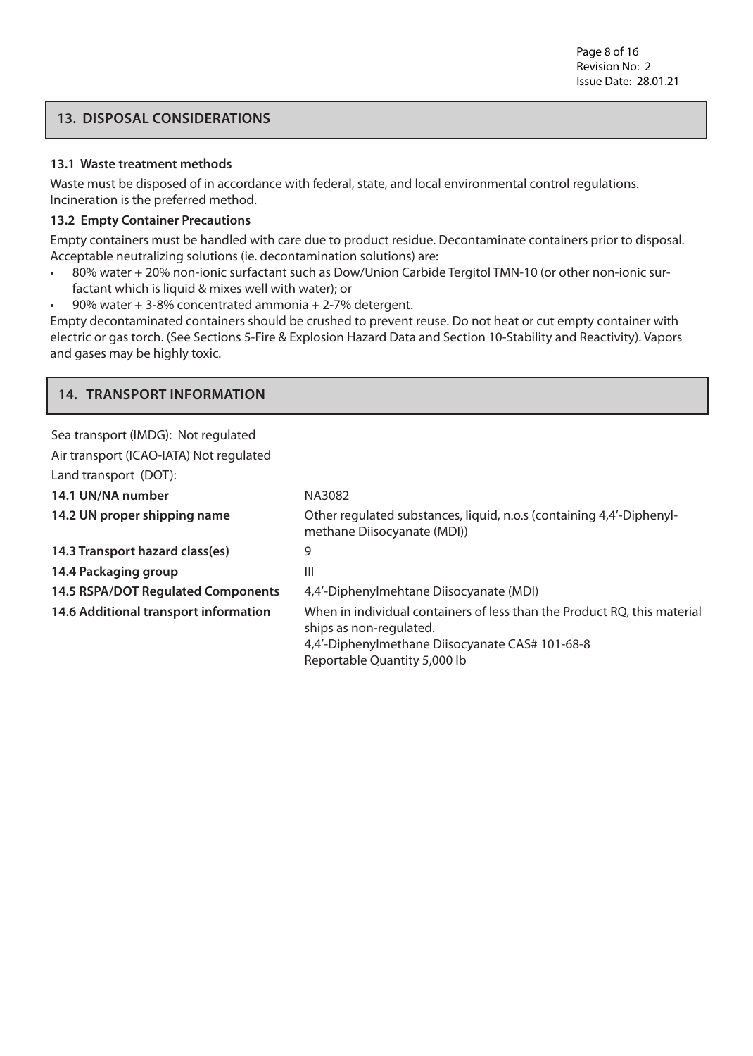## 13. DISPOSAL CONSIDERATIONS

### 13.1 Waste treatment methods

Waste must be disposed of in accordance with federal, state, and local environmental control regulations. Incineration is the preferred method.

### 13.2 Empty Container Precautions

Empty containers must be handled with care due to product residue. Decontaminate containers prior to disposal. Acceptable neutralizing solutions (ie. decontamination solutions) are:

- 80% water + 20% non-ionic surfactant such as Dow/Union Carbide Tergitol TMN-10 (or other non-ionic surfactant which is liquid & mixes well with water); or
- 90% water + 3-8% concentrated ammonia + 2-7% detergent.

Empty decontaminated containers should be crushed to prevent reuse. Do not heat or cut empty container with electric or gas torch. (See Sections 5-Fire & Explosion Hazard Data and Section 10-Stability and Reactivity). Vapors and gases may be highly toxic.

## 14. TRANSPORT INFORMATION

Sea transport (IMDG): Not regulated

Air transport (ICAO-IATA) Not regulated

Land transport (DOT):

**14.1 UN/NA number** NA3082

**14.2 UN proper shipping name** Other regulated substances, liquid, n.o.s (containing 4,4'-Diphenylmethane Diisocyanate (MDI))

**14.3 Transport hazard class(es)** 9

**14.4 Packaging group** III

**14.5 RSPA/DOT Regulated Components** 4,4'-Diphenylmehtane Diisocyanate (MDI)

**14.6 Additional transport information** When in individual containers of less than the Product RQ, this material ships as non-regulated.
4,4'-Diphenylmethane Diisocyanate CAS# 101-68-8
Reportable Quantity 5,000 lb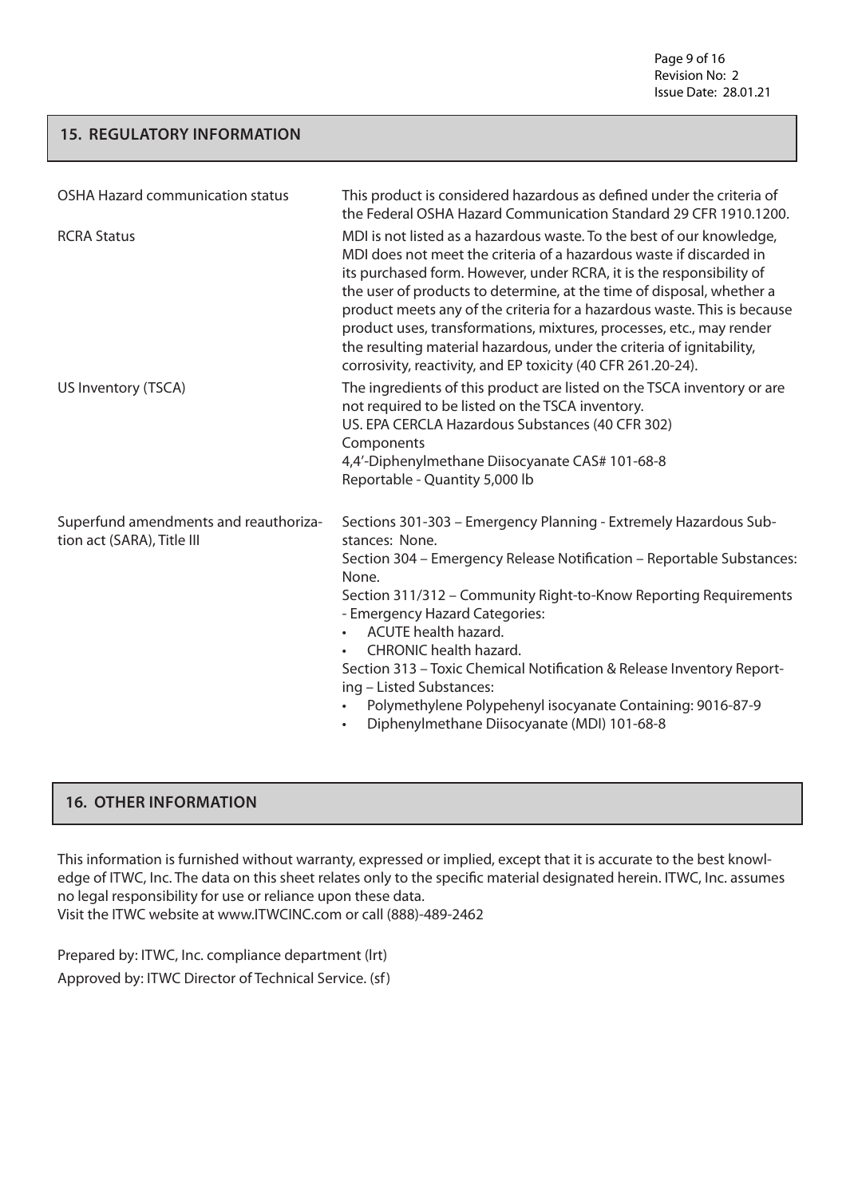## 15. REGULATORY INFORMATION

| | |
|---|---|
| OSHA Hazard communication status | This product is considered hazardous as defined under the criteria of the Federal OSHA Hazard Communication Standard 29 CFR 1910.1200. |
| RCRA Status | MDI is not listed as a hazardous waste. To the best of our knowledge, MDI does not meet the criteria of a hazardous waste if discarded in its purchased form. However, under RCRA, it is the responsibility of the user of products to determine, at the time of disposal, whether a product meets any of the criteria for a hazardous waste. This is because product uses, transformations, mixtures, processes, etc., may render the resulting material hazardous, under the criteria of ignitability, corrosivity, reactivity, and EP toxicity (40 CFR 261.20-24). |
| US Inventory (TSCA) | The ingredients of this product are listed on the TSCA inventory or are not required to be listed on the TSCA inventory.<br>US. EPA CERCLA Hazardous Substances (40 CFR 302)<br>Components<br>4,4'-Diphenylmethane Diisocyanate CAS# 101-68-8<br>Reportable - Quantity 5,000 lb |
| Superfund amendments and reauthorization act (SARA), Title III | Sections 301-303 – Emergency Planning - Extremely Hazardous Substances: None.<br>Section 304 – Emergency Release Notification – Reportable Substances: None.<br>Section 311/312 – Community Right-to-Know Reporting Requirements - Emergency Hazard Categories:<br>• ACUTE health hazard.<br>• CHRONIC health hazard.<br>Section 313 – Toxic Chemical Notification & Release Inventory Reporting – Listed Substances:<br>• Polymethylene Polypehenyl isocyanate Containing: 9016-87-9<br>• Diphenylmethane Diisocyanate (MDI) 101-68-8 |

## 16. OTHER INFORMATION

This information is furnished without warranty, expressed or implied, except that it is accurate to the best knowledge of ITWC, Inc. The data on this sheet relates only to the specific material designated herein. ITWC, Inc. assumes no legal responsibility for use or reliance upon these data.
Visit the ITWC website at www.ITWCINC.com or call (888)-489-2462

Prepared by: ITWC, Inc. compliance department (lrt)

Approved by: ITWC Director of Technical Service. (sf)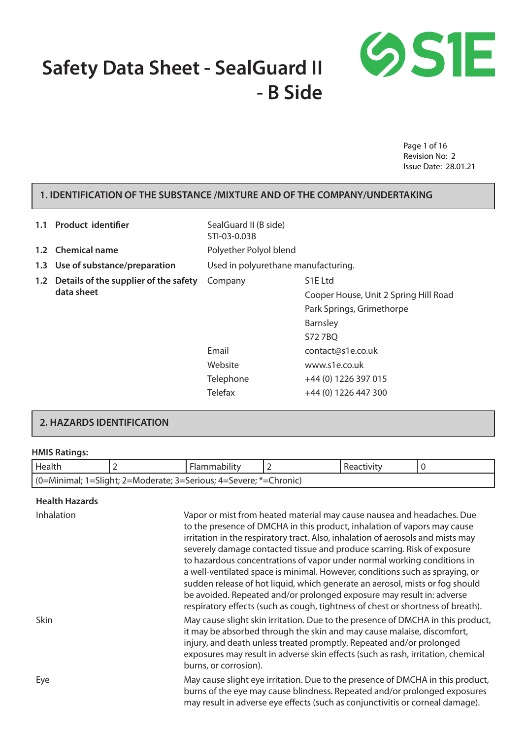# Safety Data Sheet - SealGuard II - B Side

Page 1 of 16
Revision No: 2
Issue Date: 28.01.21

## 1. IDENTIFICATION OF THE SUBSTANCE /MIXTURE AND OF THE COMPANY/UNDERTAKING

| | | | |
|---|---|---|---|
| **1.1** | **Product identifier** | SealGuard II (B side)<br>STI-03-0.03B | |
| **1.2** | **Chemical name** | Polyether Polyol blend | |
| **1.3** | **Use of substance/preparation** | Used in polyurethane manufacturing. | |
| **1.2** | **Details of the supplier of the safety data sheet** | Company | S1E Ltd<br>Cooper House, Unit 2 Spring Hill Road<br>Park Springs, Grimethorpe<br>Barnsley<br>S72 7BQ |
| | | Email | contact@s1e.co.uk |
| | | Website | www.s1e.co.uk |
| | | Telephone | +44 (0) 1226 397 015 |
| | | Telefax | +44 (0) 1226 447 300 |

## 2. HAZARDS IDENTIFICATION

**HMIS Ratings:**

| Health | 2 | Flammability | 2 | Reactivity | 0 |
|---|---|---|---|---|---|
| (0=Minimal; 1=Slight; 2=Moderate; 3=Serious; 4=Severe; *=Chronic) | | | | | |

**Health Hazards**

| | |
|---|---|
| Inhalation | Vapor or mist from heated material may cause nausea and headaches. Due to the presence of DMCHA in this product, inhalation of vapors may cause irritation in the respiratory tract. Also, inhalation of aerosols and mists may severely damage contacted tissue and produce scarring. Risk of exposure to hazardous concentrations of vapor under normal working conditions in a well-ventilated space is minimal. However, conditions such as spraying, or sudden release of hot liquid, which generate an aerosol, mists or fog should be avoided. Repeated and/or prolonged exposure may result in: adverse respiratory effects (such as cough, tightness of chest or shortness of breath). |
| Skin | May cause slight skin irritation. Due to the presence of DMCHA in this product, it may be absorbed through the skin and may cause malaise, discomfort, injury, and death unless treated promptly. Repeated and/or prolonged exposures may result in adverse skin effects (such as rash, irritation, chemical burns, or corrosion). |
| Eye | May cause slight eye irritation. Due to the presence of DMCHA in this product, burns of the eye may cause blindness. Repeated and/or prolonged exposures may result in adverse eye effects (such as conjunctivitis or corneal damage). |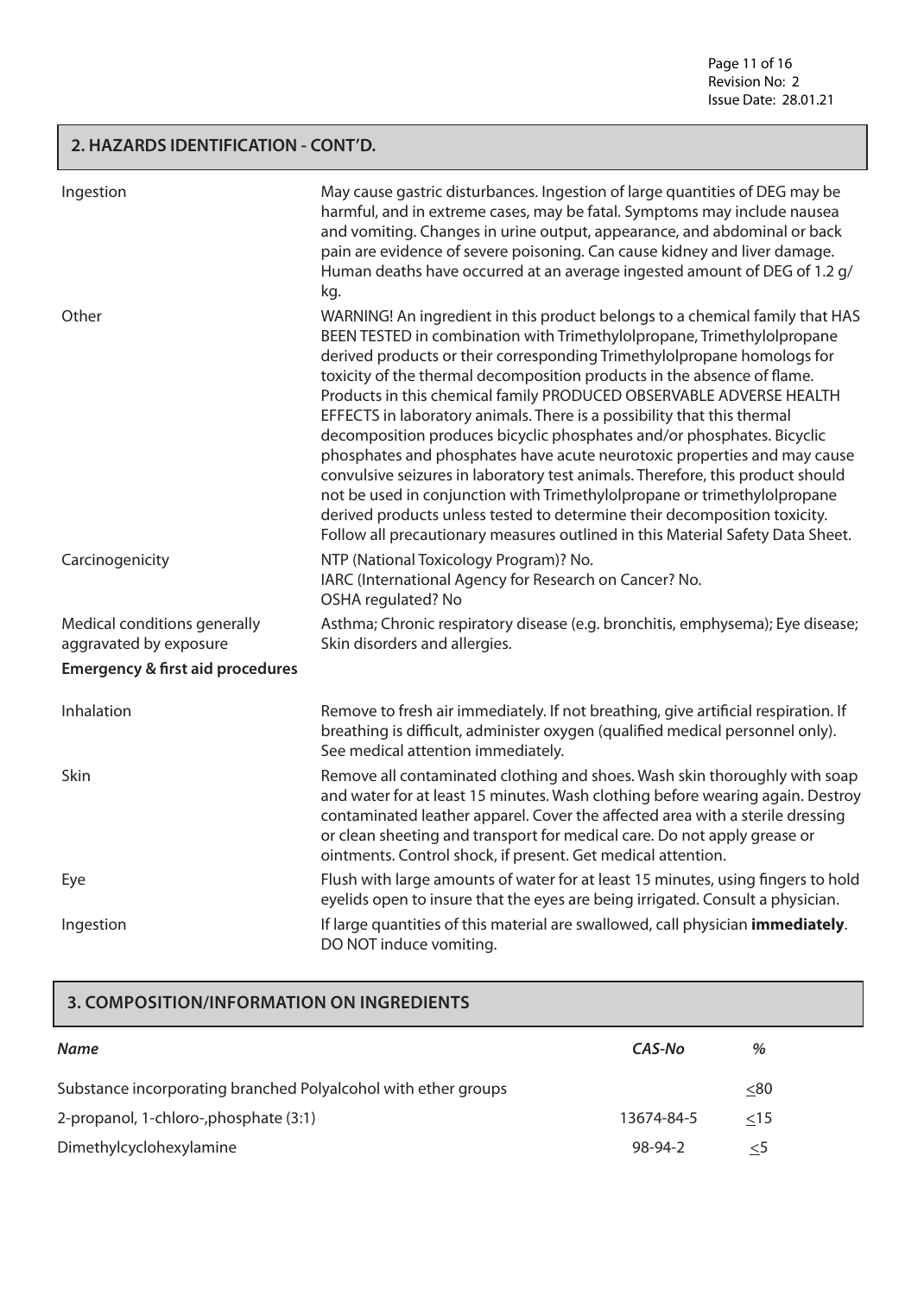## 2. HAZARDS IDENTIFICATION - CONT'D.

| | |
|---|---|
| Ingestion | May cause gastric disturbances. Ingestion of large quantities of DEG may be harmful, and in extreme cases, may be fatal. Symptoms may include nausea and vomiting. Changes in urine output, appearance, and abdominal or back pain are evidence of severe poisoning. Can cause kidney and liver damage. Human deaths have occurred at an average ingested amount of DEG of 1.2 g/kg. |
| Other | WARNING! An ingredient in this product belongs to a chemical family that HAS BEEN TESTED in combination with Trimethylolpropane, Trimethylolpropane derived products or their corresponding Trimethylolpropane homologs for toxicity of the thermal decomposition products in the absence of flame. Products in this chemical family PRODUCED OBSERVABLE ADVERSE HEALTH EFFECTS in laboratory animals. There is a possibility that this thermal decomposition produces bicyclic phosphates and/or phosphates. Bicyclic phosphates and phosphates have acute neurotoxic properties and may cause convulsive seizures in laboratory test animals. Therefore, this product should not be used in conjunction with Trimethylolpropane or trimethylolpropane derived products unless tested to determine their decomposition toxicity. Follow all precautionary measures outlined in this Material Safety Data Sheet. |
| Carcinogenicity | NTP (National Toxicology Program)? No.<br>IARC (International Agency for Research on Cancer? No.<br>OSHA regulated? No |
| Medical conditions generally aggravated by exposure | Asthma; Chronic respiratory disease (e.g. bronchitis, emphysema); Eye disease; Skin disorders and allergies. |

**Emergency & first aid procedures**

| | |
|---|---|
| Inhalation | Remove to fresh air immediately. If not breathing, give artificial respiration. If breathing is difficult, administer oxygen (qualified medical personnel only). See medical attention immediately. |
| Skin | Remove all contaminated clothing and shoes. Wash skin thoroughly with soap and water for at least 15 minutes. Wash clothing before wearing again. Destroy contaminated leather apparel. Cover the affected area with a sterile dressing or clean sheeting and transport for medical care. Do not apply grease or ointments. Control shock, if present. Get medical attention. |
| Eye | Flush with large amounts of water for at least 15 minutes, using fingers to hold eyelids open to insure that the eyes are being irrigated. Consult a physician. |
| Ingestion | If large quantities of this material are swallowed, call physician **immediately**. DO NOT induce vomiting. |

## 3. COMPOSITION/INFORMATION ON INGREDIENTS

| *Name* | *CAS-No* | *%* |
|---|---|---|
| Substance incorporating branched Polyalcohol with ether groups | | ≤80 |
| 2-propanol, 1-chloro-,phosphate (3:1) | 13674-84-5 | ≤15 |
| Dimethylcyclohexylamine | 98-94-2 | ≤5 |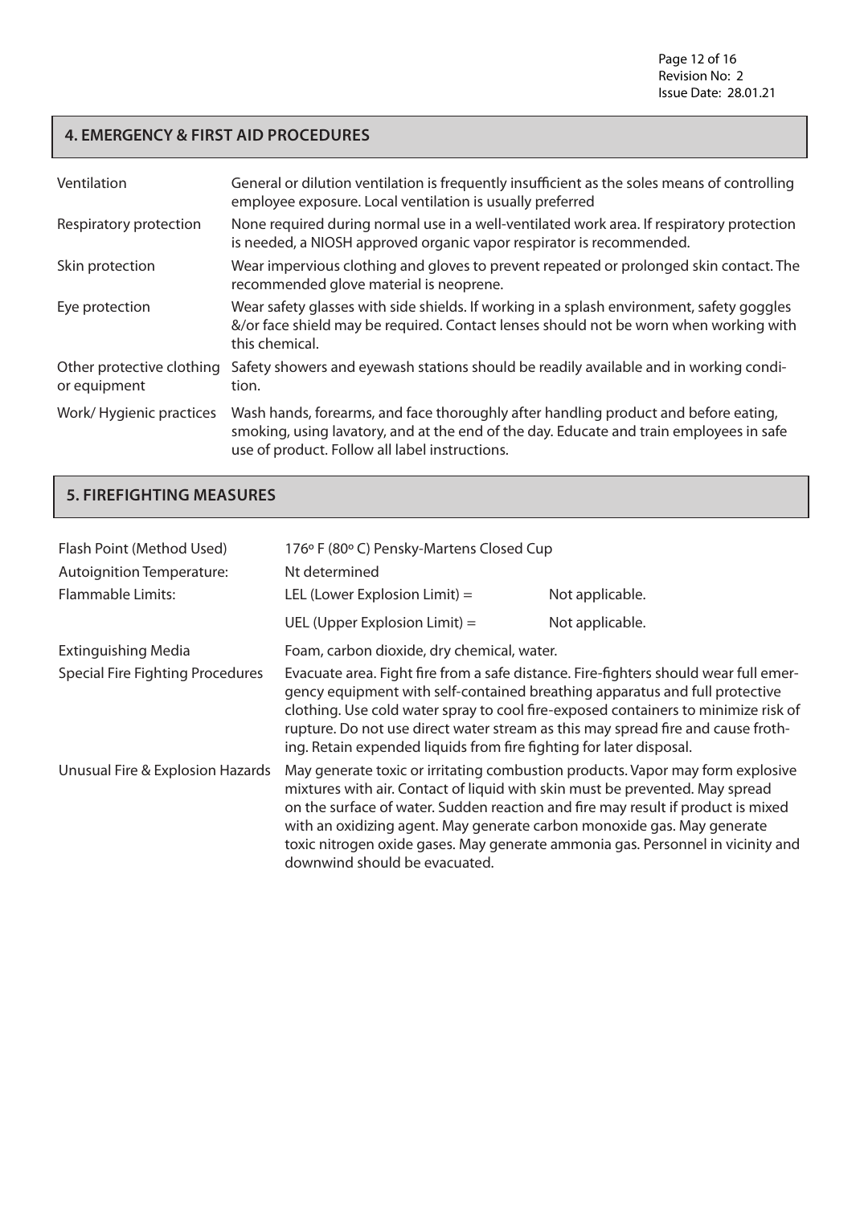## 4. EMERGENCY & FIRST AID PROCEDURES

| | |
|---|---|
| Ventilation | General or dilution ventilation is frequently insufficient as the soles means of controlling employee exposure. Local ventilation is usually preferred |
| Respiratory protection | None required during normal use in a well-ventilated work area. If respiratory protection is needed, a NIOSH approved organic vapor respirator is recommended. |
| Skin protection | Wear impervious clothing and gloves to prevent repeated or prolonged skin contact. The recommended glove material is neoprene. |
| Eye protection | Wear safety glasses with side shields. If working in a splash environment, safety goggles &/or face shield may be required. Contact lenses should not be worn when working with this chemical. |
| Other protective clothing or equipment | Safety showers and eyewash stations should be readily available and in working condition. |
| Work/ Hygienic practices | Wash hands, forearms, and face thoroughly after handling product and before eating, smoking, using lavatory, and at the end of the day. Educate and train employees in safe use of product. Follow all label instructions. |

## 5. FIREFIGHTING MEASURES

| | | |
|---|---|---|
| Flash Point (Method Used) | 176º F (80º C) Pensky-Martens Closed Cup | |
| Autoignition Temperature: | Nt determined | |
| Flammable Limits: | LEL (Lower Explosion Limit) = | Not applicable. |
| | UEL (Upper Explosion Limit) = | Not applicable. |
| Extinguishing Media | Foam, carbon dioxide, dry chemical, water. | |
| Special Fire Fighting Procedures | Evacuate area. Fight fire from a safe distance. Fire-fighters should wear full emergency equipment with self-contained breathing apparatus and full protective clothing. Use cold water spray to cool fire-exposed containers to minimize risk of rupture. Do not use direct water stream as this may spread fire and cause frothing. Retain expended liquids from fire fighting for later disposal. | |
| Unusual Fire & Explosion Hazards | May generate toxic or irritating combustion products. Vapor may form explosive mixtures with air. Contact of liquid with skin must be prevented. May spread on the surface of water. Sudden reaction and fire may result if product is mixed with an oxidizing agent. May generate carbon monoxide gas. May generate toxic nitrogen oxide gases. May generate ammonia gas. Personnel in vicinity and downwind should be evacuated. | |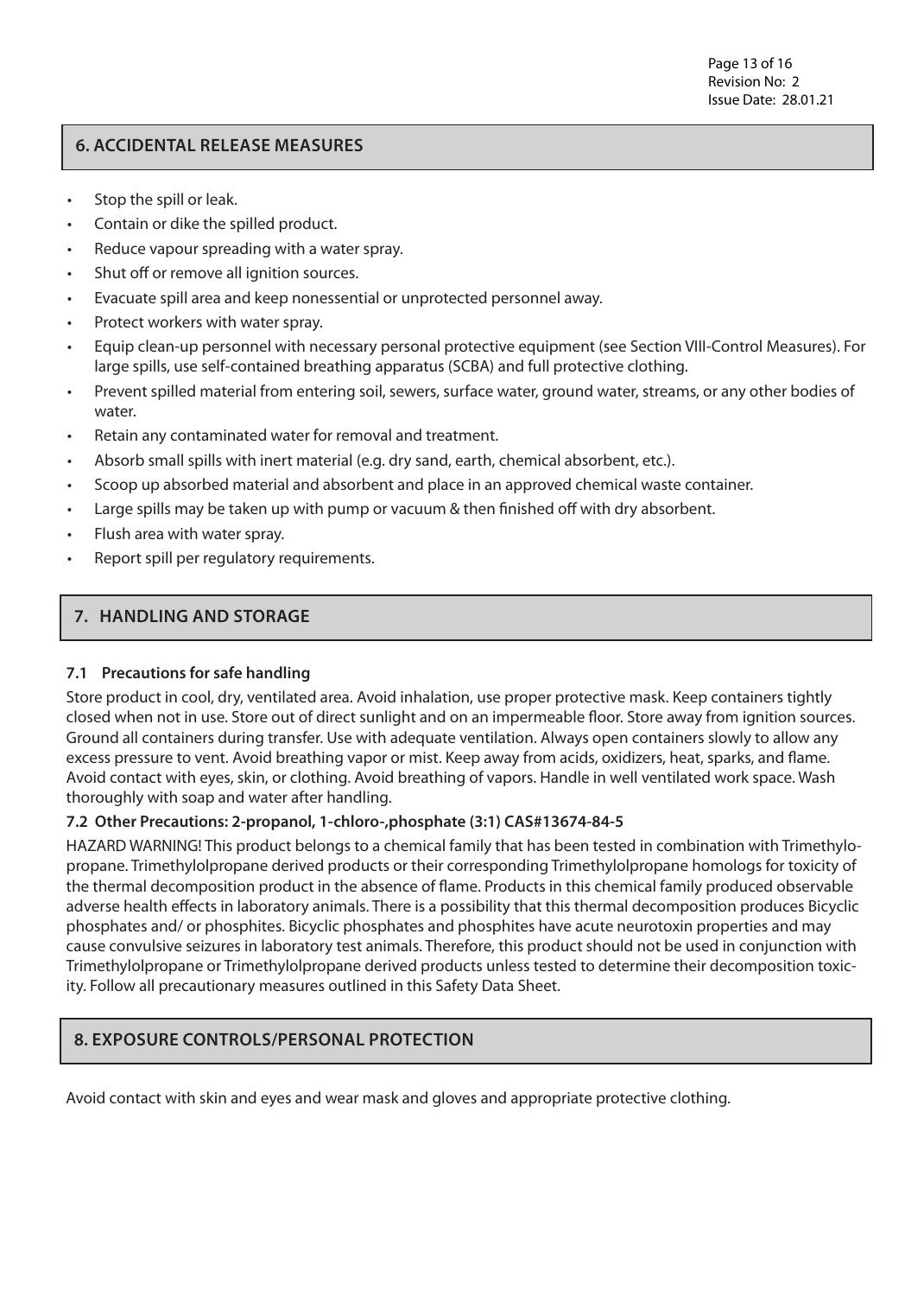## 6. ACCIDENTAL RELEASE MEASURES

- Stop the spill or leak.
- Contain or dike the spilled product.
- Reduce vapour spreading with a water spray.
- Shut off or remove all ignition sources.
- Evacuate spill area and keep nonessential or unprotected personnel away.
- Protect workers with water spray.
- Equip clean-up personnel with necessary personal protective equipment (see Section VIII-Control Measures). For large spills, use self-contained breathing apparatus (SCBA) and full protective clothing.
- Prevent spilled material from entering soil, sewers, surface water, ground water, streams, or any other bodies of water.
- Retain any contaminated water for removal and treatment.
- Absorb small spills with inert material (e.g. dry sand, earth, chemical absorbent, etc.).
- Scoop up absorbed material and absorbent and place in an approved chemical waste container.
- Large spills may be taken up with pump or vacuum & then finished off with dry absorbent.
- Flush area with water spray.
- Report spill per regulatory requirements.

## 7. HANDLING AND STORAGE

### 7.1 Precautions for safe handling

Store product in cool, dry, ventilated area. Avoid inhalation, use proper protective mask. Keep containers tightly closed when not in use. Store out of direct sunlight and on an impermeable floor. Store away from ignition sources. Ground all containers during transfer. Use with adequate ventilation. Always open containers slowly to allow any excess pressure to vent. Avoid breathing vapor or mist. Keep away from acids, oxidizers, heat, sparks, and flame. Avoid contact with eyes, skin, or clothing. Avoid breathing of vapors. Handle in well ventilated work space. Wash thoroughly with soap and water after handling.

### 7.2 Other Precautions: 2-propanol, 1-chloro-,phosphate (3:1) CAS#13674-84-5

HAZARD WARNING! This product belongs to a chemical family that has been tested in combination with Trimethylopropane. Trimethylolpropane derived products or their corresponding Trimethylolpropane homologs for toxicity of the thermal decomposition product in the absence of flame. Products in this chemical family produced observable adverse health effects in laboratory animals. There is a possibility that this thermal decomposition produces Bicyclic phosphates and/ or phosphites. Bicyclic phosphates and phosphites have acute neurotoxin properties and may cause convulsive seizures in laboratory test animals. Therefore, this product should not be used in conjunction with Trimethylolpropane or Trimethylolpropane derived products unless tested to determine their decomposition toxicity. Follow all precautionary measures outlined in this Safety Data Sheet.

## 8. EXPOSURE CONTROLS/PERSONAL PROTECTION

Avoid contact with skin and eyes and wear mask and gloves and appropriate protective clothing.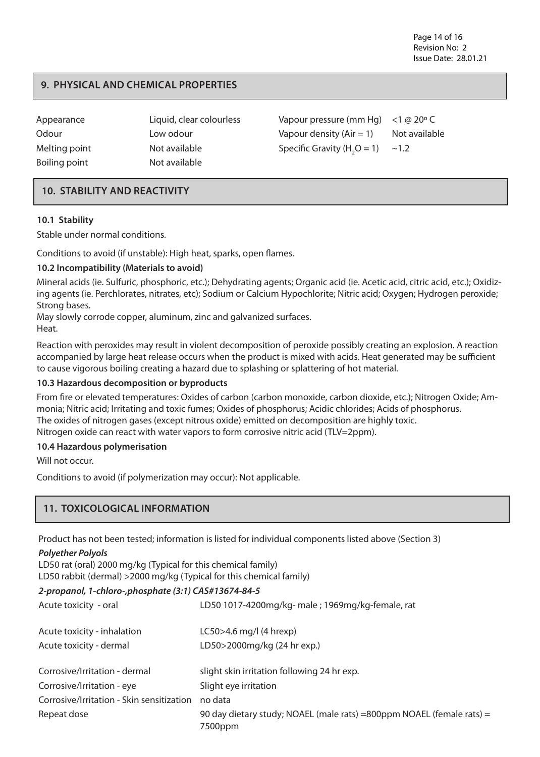## 9. PHYSICAL AND CHEMICAL PROPERTIES

| | | | |
|---|---|---|---|
| Appearance | Liquid, clear colourless | Vapour pressure (mm Hg) | <1 @ 20º C |
| Odour | Low odour | Vapour density (Air = 1) | Not available |
| Melting point | Not available | Specific Gravity ($H_2O$ = 1) | ~1.2 |
| Boiling point | Not available | | |

## 10. STABILITY AND REACTIVITY

**10.1 Stability**

Stable under normal conditions.

Conditions to avoid (if unstable): High heat, sparks, open flames.

**10.2 Incompatibility (Materials to avoid)**

Mineral acids (ie. Sulfuric, phosphoric, etc.); Dehydrating agents; Organic acid (ie. Acetic acid, citric acid, etc.); Oxidizing agents (ie. Perchlorates, nitrates, etc); Sodium or Calcium Hypochlorite; Nitric acid; Oxygen; Hydrogen peroxide; Strong bases.
May slowly corrode copper, aluminum, zinc and galvanized surfaces.
Heat.

Reaction with peroxides may result in violent decomposition of peroxide possibly creating an explosion. A reaction accompanied by large heat release occurs when the product is mixed with acids. Heat generated may be sufficient to cause vigorous boiling creating a hazard due to splashing or splattering of hot material.

**10.3 Hazardous decomposition or byproducts**

From fire or elevated temperatures: Oxides of carbon (carbon monoxide, carbon dioxide, etc.); Nitrogen Oxide; Ammonia; Nitric acid; Irritating and toxic fumes; Oxides of phosphorus; Acidic chlorides; Acids of phosphorus.
The oxides of nitrogen gases (except nitrous oxide) emitted on decomposition are highly toxic.
Nitrogen oxide can react with water vapors to form corrosive nitric acid (TLV=2ppm).

**10.4 Hazardous polymerisation**

Will not occur.

Conditions to avoid (if polymerization may occur): Not applicable.

## 11. TOXICOLOGICAL INFORMATION

Product has not been tested; information is listed for individual components listed above (Section 3)

***Polyether Polyols***

LD50 rat (oral) 2000 mg/kg (Typical for this chemical family)
LD50 rabbit (dermal) >2000 mg/kg (Typical for this chemical family)

***2-propanol, 1-chloro-,phosphate (3:1) CAS#13674-84-5***

| | |
|---|---|
| Acute toxicity - oral | LD50 1017-4200mg/kg- male ; 1969mg/kg-female, rat |
| Acute toxicity - inhalation | LC50>4.6 mg/l (4 hrexp) |
| Acute toxicity - dermal | LD50>2000mg/kg (24 hr exp.) |
| Corrosive/Irritation - dermal | slight skin irritation following 24 hr exp. |
| Corrosive/Irritation - eye | Slight eye irritation |
| Corrosive/Irritation - Skin sensitization | no data |
| Repeat dose | 90 day dietary study; NOAEL (male rats) =800ppm NOAEL (female rats) = 7500ppm |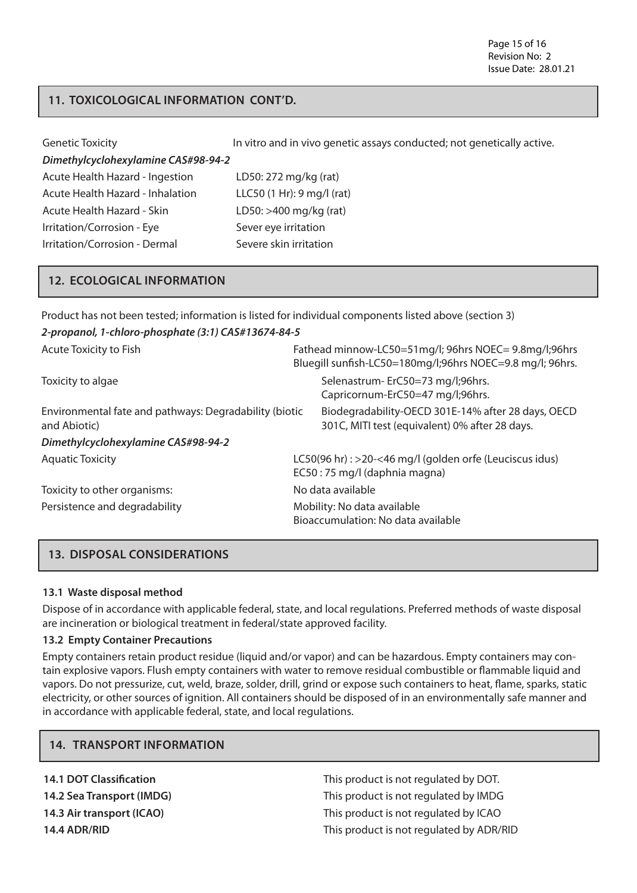## 11. TOXICOLOGICAL INFORMATION CONT'D.

| | |
|---|---|
| Genetic Toxicity | In vitro and in vivo genetic assays conducted; not genetically active. |
| ***Dimethylcyclohexylamine CAS#98-94-2*** | |
| Acute Health Hazard - Ingestion | LD50: 272 mg/kg (rat) |
| Acute Health Hazard - Inhalation | LLC50 (1 Hr): 9 mg/l (rat) |
| Acute Health Hazard - Skin | LD50: >400 mg/kg (rat) |
| Irritation/Corrosion - Eye | Sever eye irritation |
| Irritation/Corrosion - Dermal | Severe skin irritation |

## 12. ECOLOGICAL INFORMATION

Product has not been tested; information is listed for individual components listed above (section 3)

***2-propanol, 1-chloro-phosphate (3:1) CAS#13674-84-5***

| | |
|---|---|
| Acute Toxicity to Fish | Fathead minnow-LC50=51mg/l; 96hrs NOEC= 9.8mg/l;96hrs<br>Bluegill sunfish-LC50=180mg/l;96hrs NOEC=9.8 mg/l; 96hrs. |
| Toxicity to algae | Selenastrum- ErC50=73 mg/l;96hrs.<br>Capricornum-ErC50=47 mg/l;96hrs. |
| Environmental fate and pathways: Degradability (biotic and Abiotic) | Biodegradability-OECD 301E-14% after 28 days, OECD 301C, MITI test (equivalent) 0% after 28 days. |

***Dimethylcyclohexylamine CAS#98-94-2***

| | |
|---|---|
| Aquatic Toxicity | LC50(96 hr) : >20-<46 mg/l (golden orfe (Leuciscus idus)<br>EC50 : 75 mg/l (daphnia magna) |
| Toxicity to other organisms: | No data available |
| Persistence and degradability | Mobility: No data available<br>Bioaccumulation: No data available |

## 13. DISPOSAL CONSIDERATIONS

### 13.1 Waste disposal method

Dispose of in accordance with applicable federal, state, and local regulations. Preferred methods of waste disposal are incineration or biological treatment in federal/state approved facility.

### 13.2 Empty Container Precautions

Empty containers retain product residue (liquid and/or vapor) and can be hazardous. Empty containers may contain explosive vapors. Flush empty containers with water to remove residual combustible or flammable liquid and vapors. Do not pressurize, cut, weld, braze, solder, drill, grind or expose such containers to heat, flame, sparks, static electricity, or other sources of ignition. All containers should be disposed of in an environmentally safe manner and in accordance with applicable federal, state, and local regulations.

## 14. TRANSPORT INFORMATION

| | |
|---|---|
| **14.1 DOT Classification** | This product is not regulated by DOT. |
| **14.2 Sea Transport (IMDG)** | This product is not regulated by IMDG |
| **14.3 Air transport (ICAO)** | This product is not regulated by ICAO |
| **14.4 ADR/RID** | This product is not regulated by ADR/RID |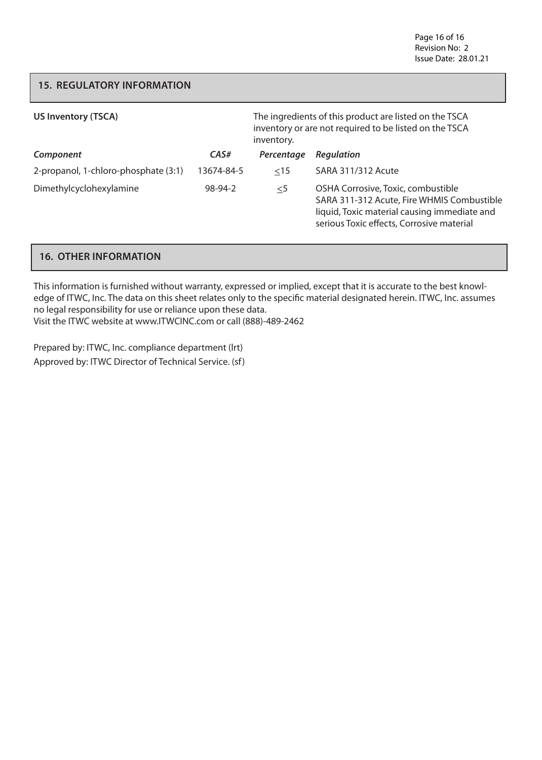## 15. REGULATORY INFORMATION

**US Inventory (TSCA)** — The ingredients of this product are listed on the TSCA inventory or are not required to be listed on the TSCA inventory.

| *Component* | *CAS#* | *Percentage* | *Regulation* |
|---|---|---|---|
| 2-propanol, 1-chloro-phosphate (3:1) | 13674-84-5 | ≤15 | SARA 311/312 Acute |
| Dimethylcyclohexylamine | 98-94-2 | ≤5 | OSHA Corrosive, Toxic, combustible SARA 311-312 Acute, Fire WHMIS Combustible liquid, Toxic material causing immediate and serious Toxic effects, Corrosive material |

## 16. OTHER INFORMATION

This information is furnished without warranty, expressed or implied, except that it is accurate to the best knowledge of ITWC, Inc. The data on this sheet relates only to the specific material designated herein. ITWC, Inc. assumes no legal responsibility for use or reliance upon these data.
Visit the ITWC website at www.ITWCINC.com or call (888)-489-2462

Prepared by: ITWC, Inc. compliance department (lrt)
Approved by: ITWC Director of Technical Service. (sf)